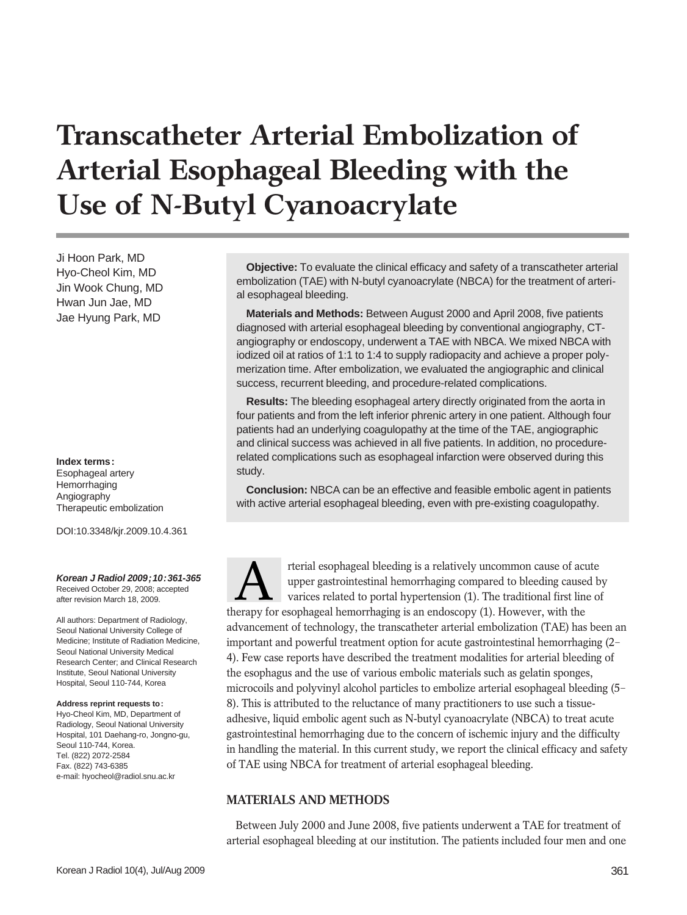# Transcatheter Arterial Embolization of Arterial Esophageal Bleeding with the Use of N-Butyl Cyanoacrylate

Ji Hoon Park, MD
Hyo-Cheol Kim, MD
Jin Wook Chung, MD
Hwan Jun Jae, MD
Jae Hyung Park, MD

**Objective:** To evaluate the clinical efficacy and safety of a transcatheter arterial embolization (TAE) with N-butyl cyanoacrylate (NBCA) for the treatment of arterial esophageal bleeding.

**Materials and Methods:** Between August 2000 and April 2008, five patients diagnosed with arterial esophageal bleeding by conventional angiography, CT-angiography or endoscopy, underwent a TAE with NBCA. We mixed NBCA with iodized oil at ratios of 1:1 to 1:4 to supply radiopacity and achieve a proper polymerization time. After embolization, we evaluated the angiographic and clinical success, recurrent bleeding, and procedure-related complications.

**Results:** The bleeding esophageal artery directly originated from the aorta in four patients and from the left inferior phrenic artery in one patient. Although four patients had an underlying coagulopathy at the time of the TAE, angiographic and clinical success was achieved in all five patients. In addition, no procedure-related complications such as esophageal infarction were observed during this study.

**Conclusion:** NBCA can be an effective and feasible embolic agent in patients with active arterial esophageal bleeding, even with pre-existing coagulopathy.

**Index terms:**
Esophageal artery
Hemorrhaging
Angiography
Therapeutic embolization

DOI:10.3348/kjr.2009.10.4.361

***Korean J Radiol 2009;10:361-365***
Received October 29, 2008; accepted after revision March 18, 2009.

All authors: Department of Radiology, Seoul National University College of Medicine; Institute of Radiation Medicine, Seoul National University Medical Research Center; and Clinical Research Institute, Seoul National University Hospital, Seoul 110-744, Korea

**Address reprint requests to:**
Hyo-Cheol Kim, MD, Department of Radiology, Seoul National University Hospital, 101 Daehang-ro, Jongno-gu, Seoul 110-744, Korea.
Tel. (822) 2072-2584
Fax. (822) 743-6385
e-mail: hyocheol@radiol.snu.ac.kr

Arterial esophageal bleeding is a relatively uncommon cause of acute upper gastrointestinal hemorrhaging compared to bleeding caused by varices related to portal hypertension (1). The traditional first line of therapy for esophageal hemorrhaging is an endoscopy (1). However, with the advancement of technology, the transcatheter arterial embolization (TAE) has been an important and powerful treatment option for acute gastrointestinal hemorrhaging (2–4). Few case reports have described the treatment modalities for arterial bleeding of the esophagus and the use of various embolic materials such as gelatin sponges, microcoils and polyvinyl alcohol particles to embolize arterial esophageal bleeding (5–8). This is attributed to the reluctance of many practitioners to use such a tissue-adhesive, liquid embolic agent such as N-butyl cyanoacrylate (NBCA) to treat acute gastrointestinal hemorrhaging due to the concern of ischemic injury and the difficulty in handling the material. In this current study, we report the clinical efficacy and safety of TAE using NBCA for treatment of arterial esophageal bleeding.

## MATERIALS AND METHODS

Between July 2000 and June 2008, five patients underwent a TAE for treatment of arterial esophageal bleeding at our institution. The patients included four men and one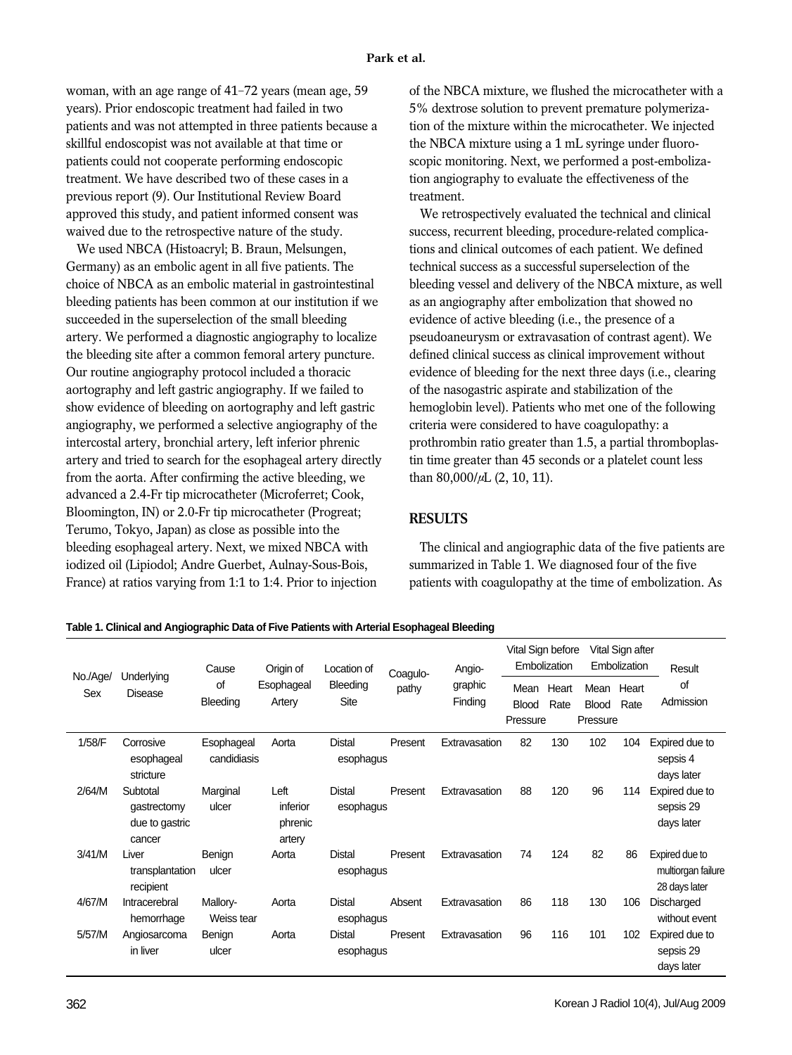woman, with an age range of 41–72 years (mean age, 59 years). Prior endoscopic treatment had failed in two patients and was not attempted in three patients because a skillful endoscopist was not available at that time or patients could not cooperate performing endoscopic treatment. We have described two of these cases in a previous report (9). Our Institutional Review Board approved this study, and patient informed consent was waived due to the retrospective nature of the study.

We used NBCA (Histoacryl; B. Braun, Melsungen, Germany) as an embolic agent in all five patients. The choice of NBCA as an embolic material in gastrointestinal bleeding patients has been common at our institution if we succeeded in the superselection of the small bleeding artery. We performed a diagnostic angiography to localize the bleeding site after a common femoral artery puncture. Our routine angiography protocol included a thoracic aortography and left gastric angiography. If we failed to show evidence of bleeding on aortography and left gastric angiography, we performed a selective angiography of the intercostal artery, bronchial artery, left inferior phrenic artery and tried to search for the esophageal artery directly from the aorta. After confirming the active bleeding, we advanced a 2.4-Fr tip microcatheter (Microferret; Cook, Bloomington, IN) or 2.0-Fr tip microcatheter (Progreat; Terumo, Tokyo, Japan) as close as possible into the bleeding esophageal artery. Next, we mixed NBCA with iodized oil (Lipiodol; Andre Guerbet, Aulnay-Sous-Bois, France) at ratios varying from 1:1 to 1:4. Prior to injection of the NBCA mixture, we flushed the microcatheter with a 5% dextrose solution to prevent premature polymerization of the mixture within the microcatheter. We injected the NBCA mixture using a 1 mL syringe under fluoroscopic monitoring. Next, we performed a post-embolization angiography to evaluate the effectiveness of the treatment.

We retrospectively evaluated the technical and clinical success, recurrent bleeding, procedure-related complications and clinical outcomes of each patient. We defined technical success as a successful superselection of the bleeding vessel and delivery of the NBCA mixture, as well as an angiography after embolization that showed no evidence of active bleeding (i.e., the presence of a pseudoaneurysm or extravasation of contrast agent). We defined clinical success as clinical improvement without evidence of bleeding for the next three days (i.e., clearing of the nasogastric aspirate and stabilization of the hemoglobin level). Patients who met one of the following criteria were considered to have coagulopathy: a prothrombin ratio greater than 1.5, a partial thromboplastin time greater than 45 seconds or a platelet count less than 80,000/$\mu$L (2, 10, 11).

## RESULTS

The clinical and angiographic data of the five patients are summarized in Table 1. We diagnosed four of the five patients with coagulopathy at the time of embolization. As

**Table 1. Clinical and Angiographic Data of Five Patients with Arterial Esophageal Bleeding**

| No./Age/Sex | Underlying Disease | Cause of Bleeding | Origin of Esophageal Artery | Location of Bleeding Site | Coagulopathy | Angiographic Finding | Vital Sign before Embolization | | Vital Sign after Embolization | | Result of Admission |
|---|---|---|---|---|---|---|---|---|---|---|---|
| | | | | | | | Mean Blood Pressure | Heart Rate | Mean Blood Pressure | Heart Rate | |
| 1/58/F | Corrosive esophageal stricture | Esophageal candidiasis | Aorta | Distal esophagus | Present | Extravasation | 82 | 130 | 102 | 104 | Expired due to sepsis 4 days later |
| 2/64/M | Subtotal gastrectomy due to gastric cancer | Marginal ulcer | Left inferior phrenic artery | Distal esophagus | Present | Extravasation | 88 | 120 | 96 | 114 | Expired due to sepsis 29 days later |
| 3/41/M | Liver transplantation recipient | Benign ulcer | Aorta | Distal esophagus | Present | Extravasation | 74 | 124 | 82 | 86 | Expired due to multiorgan failure 28 days later |
| 4/67/M | Intracerebral hemorrhage | Mallory-Weiss tear | Aorta | Distal esophagus | Absent | Extravasation | 86 | 118 | 130 | 106 | Discharged without event |
| 5/57/M | Angiosarcoma in liver | Benign ulcer | Aorta | Distal esophagus | Present | Extravasation | 96 | 116 | 101 | 102 | Expired due to sepsis 29 days later |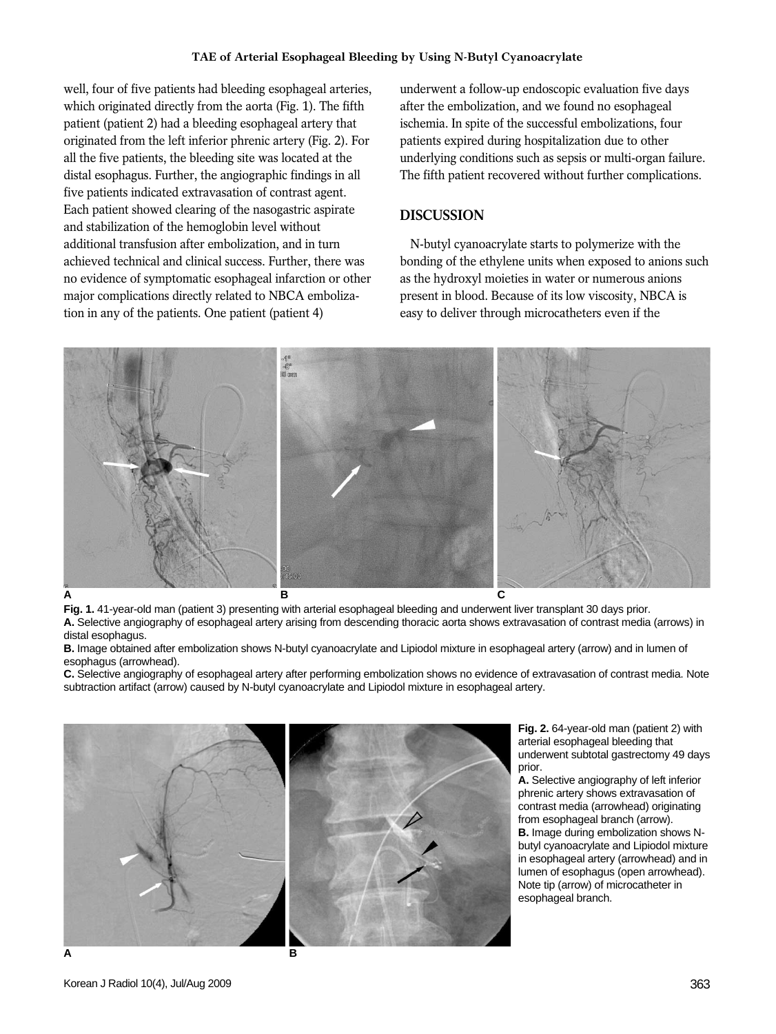well, four of five patients had bleeding esophageal arteries, which originated directly from the aorta (Fig. 1). The fifth patient (patient 2) had a bleeding esophageal artery that originated from the left inferior phrenic artery (Fig. 2). For all the five patients, the bleeding site was located at the distal esophagus. Further, the angiographic findings in all five patients indicated extravasation of contrast agent. Each patient showed clearing of the nasogastric aspirate and stabilization of the hemoglobin level without additional transfusion after embolization, and in turn achieved technical and clinical success. Further, there was no evidence of symptomatic esophageal infarction or other major complications directly related to NBCA embolization in any of the patients. One patient (patient 4) underwent a follow-up endoscopic evaluation five days after the embolization, and we found no esophageal ischemia. In spite of the successful embolizations, four patients expired during hospitalization due to other underlying conditions such as sepsis or multi-organ failure. The fifth patient recovered without further complications.

## DISCUSSION

N-butyl cyanoacrylate starts to polymerize with the bonding of the ethylene units when exposed to anions such as the hydroxyl moieties in water or numerous anions present in blood. Because of its low viscosity, NBCA is easy to deliver through microcatheters even if the

**Fig. 1.** 41-year-old man (patient 3) presenting with arterial esophageal bleeding and underwent liver transplant 30 days prior.
**A.** Selective angiography of esophageal artery arising from descending thoracic aorta shows extravasation of contrast media (arrows) in distal esophagus.
**B.** Image obtained after embolization shows N-butyl cyanoacrylate and Lipiodol mixture in esophageal artery (arrow) and in lumen of esophagus (arrowhead).
**C.** Selective angiography of esophageal artery after performing embolization shows no evidence of extravasation of contrast media. Note subtraction artifact (arrow) caused by N-butyl cyanoacrylate and Lipiodol mixture in esophageal artery.

**Fig. 2.** 64-year-old man (patient 2) with arterial esophageal bleeding that underwent subtotal gastrectomy 49 days prior.
**A.** Selective angiography of left inferior phrenic artery shows extravasation of contrast media (arrowhead) originating from esophageal branch (arrow).
**B.** Image during embolization shows N-butyl cyanoacrylate and Lipiodol mixture in esophageal artery (arrowhead) and in lumen of esophagus (open arrowhead). Note tip (arrow) of microcatheter in esophageal branch.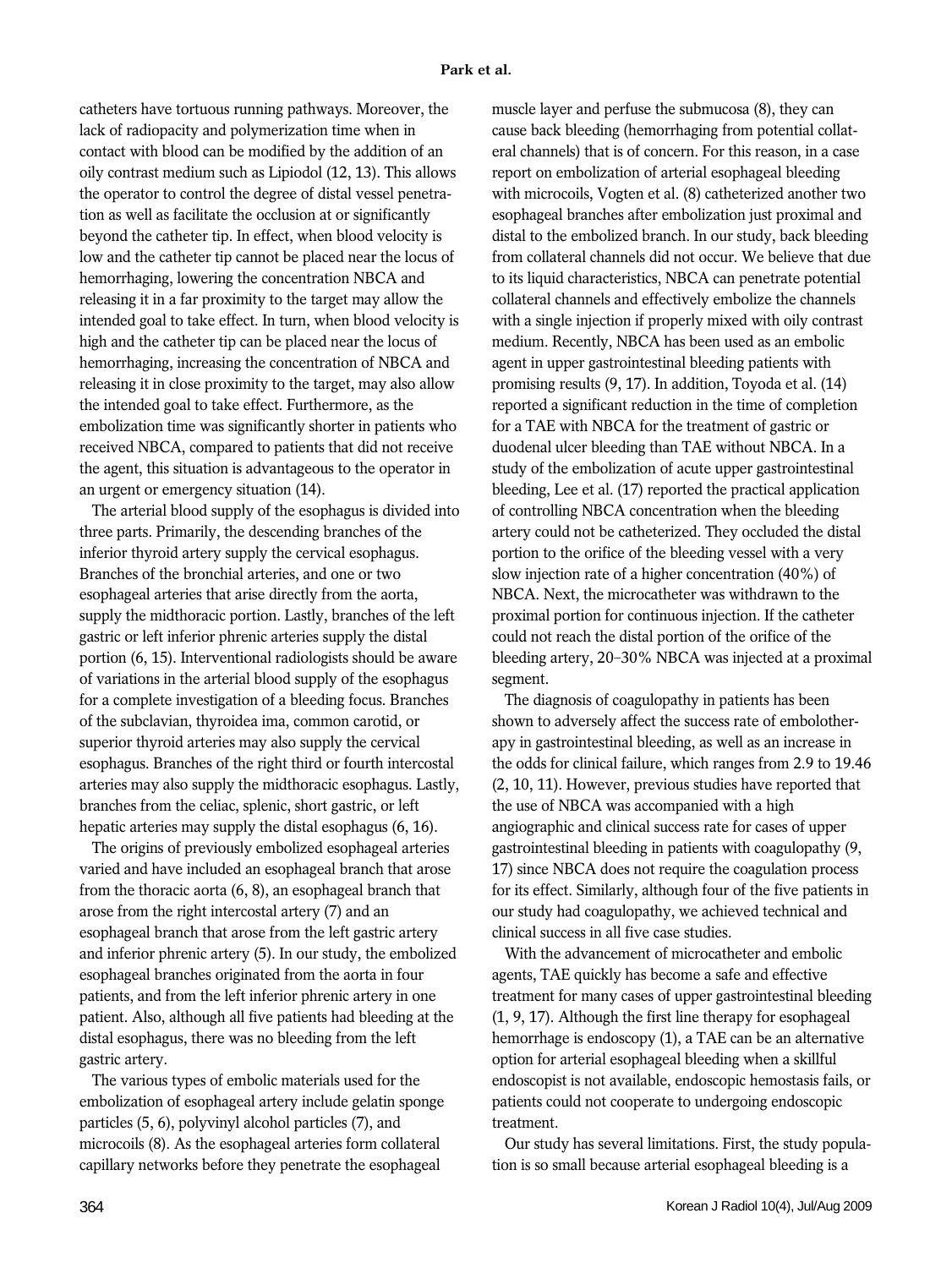catheters have tortuous running pathways. Moreover, the lack of radiopacity and polymerization time when in contact with blood can be modified by the addition of an oily contrast medium such as Lipiodol (12, 13). This allows the operator to control the degree of distal vessel penetration as well as facilitate the occlusion at or significantly beyond the catheter tip. In effect, when blood velocity is low and the catheter tip cannot be placed near the locus of hemorrhaging, lowering the concentration NBCA and releasing it in a far proximity to the target may allow the intended goal to take effect. In turn, when blood velocity is high and the catheter tip can be placed near the locus of hemorrhaging, increasing the concentration of NBCA and releasing it in close proximity to the target, may also allow the intended goal to take effect. Furthermore, as the embolization time was significantly shorter in patients who received NBCA, compared to patients that did not receive the agent, this situation is advantageous to the operator in an urgent or emergency situation (14).

The arterial blood supply of the esophagus is divided into three parts. Primarily, the descending branches of the inferior thyroid artery supply the cervical esophagus. Branches of the bronchial arteries, and one or two esophageal arteries that arise directly from the aorta, supply the midthoracic portion. Lastly, branches of the left gastric or left inferior phrenic arteries supply the distal portion (6, 15). Interventional radiologists should be aware of variations in the arterial blood supply of the esophagus for a complete investigation of a bleeding focus. Branches of the subclavian, thyroidea ima, common carotid, or superior thyroid arteries may also supply the cervical esophagus. Branches of the right third or fourth intercostal arteries may also supply the midthoracic esophagus. Lastly, branches from the celiac, splenic, short gastric, or left hepatic arteries may supply the distal esophagus (6, 16).

The origins of previously embolized esophageal arteries varied and have included an esophageal branch that arose from the thoracic aorta (6, 8), an esophageal branch that arose from the right intercostal artery (7) and an esophageal branch that arose from the left gastric artery and inferior phrenic artery (5). In our study, the embolized esophageal branches originated from the aorta in four patients, and from the left inferior phrenic artery in one patient. Also, although all five patients had bleeding at the distal esophagus, there was no bleeding from the left gastric artery.

The various types of embolic materials used for the embolization of esophageal artery include gelatin sponge particles (5, 6), polyvinyl alcohol particles (7), and microcoils (8). As the esophageal arteries form collateral capillary networks before they penetrate the esophageal muscle layer and perfuse the submucosa (8), they can cause back bleeding (hemorrhaging from potential collateral channels) that is of concern. For this reason, in a case report on embolization of arterial esophageal bleeding with microcoils, Vogten et al. (8) catheterized another two esophageal branches after embolization just proximal and distal to the embolized branch. In our study, back bleeding from collateral channels did not occur. We believe that due to its liquid characteristics, NBCA can penetrate potential collateral channels and effectively embolize the channels with a single injection if properly mixed with oily contrast medium. Recently, NBCA has been used as an embolic agent in upper gastrointestinal bleeding patients with promising results (9, 17). In addition, Toyoda et al. (14) reported a significant reduction in the time of completion for a TAE with NBCA for the treatment of gastric or duodenal ulcer bleeding than TAE without NBCA. In a study of the embolization of acute upper gastrointestinal bleeding, Lee et al. (17) reported the practical application of controlling NBCA concentration when the bleeding artery could not be catheterized. They occluded the distal portion to the orifice of the bleeding vessel with a very slow injection rate of a higher concentration (40%) of NBCA. Next, the microcatheter was withdrawn to the proximal portion for continuous injection. If the catheter could not reach the distal portion of the orifice of the bleeding artery, 20–30% NBCA was injected at a proximal segment.

The diagnosis of coagulopathy in patients has been shown to adversely affect the success rate of embolotherapy in gastrointestinal bleeding, as well as an increase in the odds for clinical failure, which ranges from 2.9 to 19.46 (2, 10, 11). However, previous studies have reported that the use of NBCA was accompanied with a high angiographic and clinical success rate for cases of upper gastrointestinal bleeding in patients with coagulopathy (9, 17) since NBCA does not require the coagulation process for its effect. Similarly, although four of the five patients in our study had coagulopathy, we achieved technical and clinical success in all five case studies.

With the advancement of microcatheter and embolic agents, TAE quickly has become a safe and effective treatment for many cases of upper gastrointestinal bleeding (1, 9, 17). Although the first line therapy for esophageal hemorrhage is endoscopy (1), a TAE can be an alternative option for arterial esophageal bleeding when a skillful endoscopist is not available, endoscopic hemostasis fails, or patients could not cooperate to undergoing endoscopic treatment.

Our study has several limitations. First, the study population is so small because arterial esophageal bleeding is a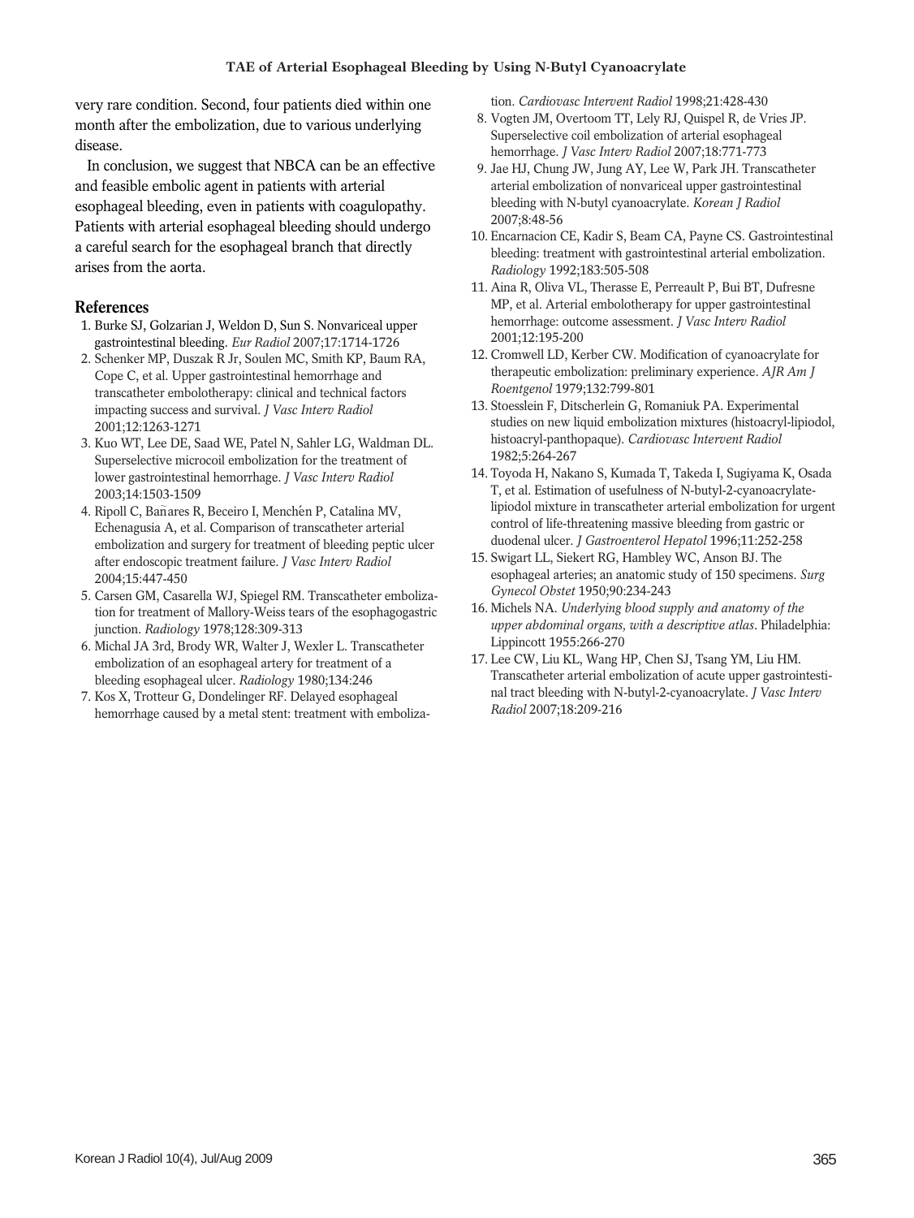very rare condition. Second, four patients died within one month after the embolization, due to various underlying disease.

In conclusion, we suggest that NBCA can be an effective and feasible embolic agent in patients with arterial esophageal bleeding, even in patients with coagulopathy. Patients with arterial esophageal bleeding should undergo a careful search for the esophageal branch that directly arises from the aorta.

## References

1. Burke SJ, Golzarian J, Weldon D, Sun S. Nonvariceal upper gastrointestinal bleeding. *Eur Radiol* 2007;17:1714-1726
2. Schenker MP, Duszak R Jr, Soulen MC, Smith KP, Baum RA, Cope C, et al. Upper gastrointestinal hemorrhage and transcatheter embolotherapy: clinical and technical factors impacting success and survival. *J Vasc Interv Radiol* 2001;12:1263-1271
3. Kuo WT, Lee DE, Saad WE, Patel N, Sahler LG, Waldman DL. Superselective microcoil embolization for the treatment of lower gastrointestinal hemorrhage. *J Vasc Interv Radiol* 2003;14:1503-1509
4. Ripoll C, Bañares R, Beceiro I, Menchén P, Catalina MV, Echenagusia A, et al. Comparison of transcatheter arterial embolization and surgery for treatment of bleeding peptic ulcer after endoscopic treatment failure. *J Vasc Interv Radiol* 2004;15:447-450
5. Carsen GM, Casarella WJ, Spiegel RM. Transcatheter embolization for treatment of Mallory-Weiss tears of the esophagogastric junction. *Radiology* 1978;128:309-313
6. Michal JA 3rd, Brody WR, Walter J, Wexler L. Transcatheter embolization of an esophageal artery for treatment of a bleeding esophageal ulcer. *Radiology* 1980;134:246
7. Kos X, Trotteur G, Dondelinger RF. Delayed esophageal hemorrhage caused by a metal stent: treatment with embolization. *Cardiovasc Intervent Radiol* 1998;21:428-430
8. Vogten JM, Overtoom TT, Lely RJ, Quispel R, de Vries JP. Superselective coil embolization of arterial esophageal hemorrhage. *J Vasc Interv Radiol* 2007;18:771-773
9. Jae HJ, Chung JW, Jung AY, Lee W, Park JH. Transcatheter arterial embolization of nonvariceal upper gastrointestinal bleeding with N-butyl cyanoacrylate. *Korean J Radiol* 2007;8:48-56
10. Encarnacion CE, Kadir S, Beam CA, Payne CS. Gastrointestinal bleeding: treatment with gastrointestinal arterial embolization. *Radiology* 1992;183:505-508
11. Aina R, Oliva VL, Therasse E, Perreault P, Bui BT, Dufresne MP, et al. Arterial embolotherapy for upper gastrointestinal hemorrhage: outcome assessment. *J Vasc Interv Radiol* 2001;12:195-200
12. Cromwell LD, Kerber CW. Modification of cyanoacrylate for therapeutic embolization: preliminary experience. *AJR Am J Roentgenol* 1979;132:799-801
13. Stoesslein F, Ditscherlein G, Romaniuk PA. Experimental studies on new liquid embolization mixtures (histoacryl-lipiodol, histoacryl-panthopaque). *Cardiovasc Intervent Radiol* 1982;5:264-267
14. Toyoda H, Nakano S, Kumada T, Takeda I, Sugiyama K, Osada T, et al. Estimation of usefulness of N-butyl-2-cyanoacrylate-lipiodol mixture in transcatheter arterial embolization for urgent control of life-threatening massive bleeding from gastric or duodenal ulcer. *J Gastroenterol Hepatol* 1996;11:252-258
15. Swigart LL, Siekert RG, Hambley WC, Anson BJ. The esophageal arteries; an anatomic study of 150 specimens. *Surg Gynecol Obstet* 1950;90:234-243
16. Michels NA. *Underlying blood supply and anatomy of the upper abdominal organs, with a descriptive atlas*. Philadelphia: Lippincott 1955:266-270
17. Lee CW, Liu KL, Wang HP, Chen SJ, Tsang YM, Liu HM. Transcatheter arterial embolization of acute upper gastrointestinal tract bleeding with N-butyl-2-cyanoacrylate. *J Vasc Interv Radiol* 2007;18:209-216